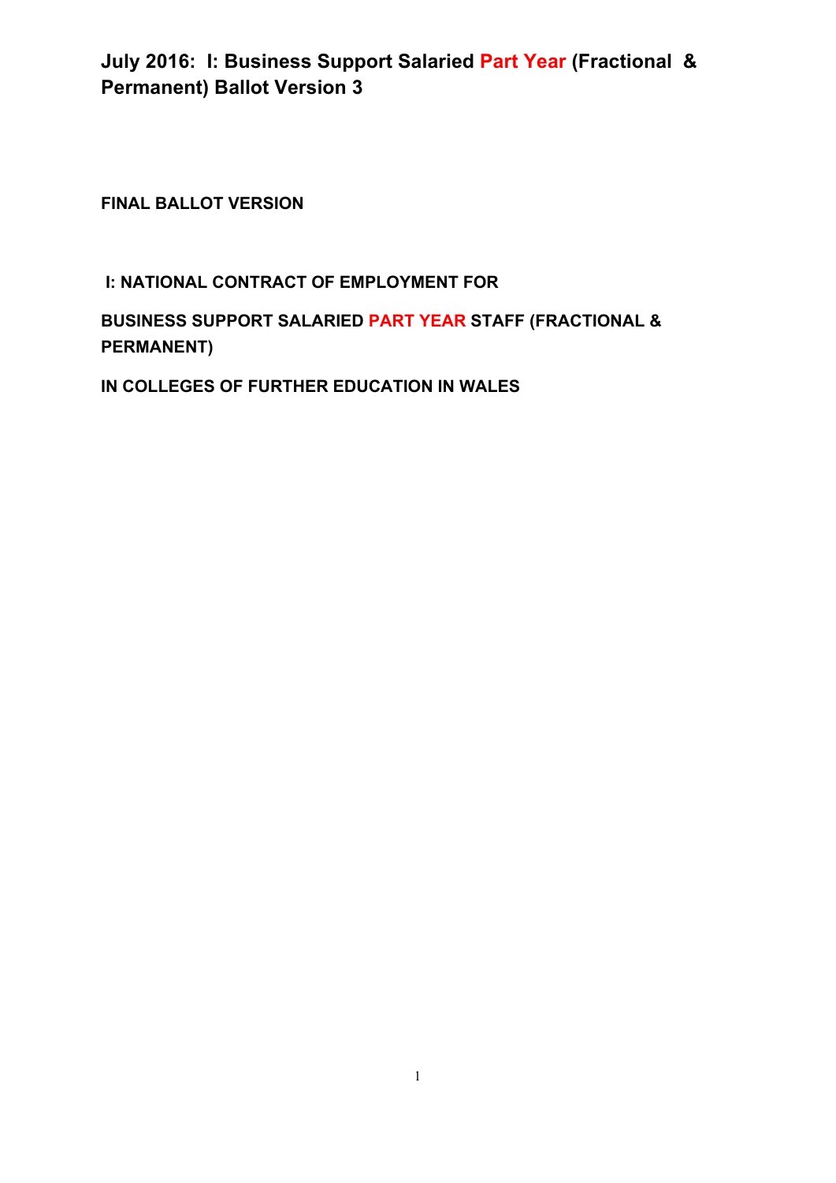# July 2016: I: Business Support Salaried Part Year (Fractional & Permanent) Ballot Version 3

**FINAL BALLOT VERSION**

**I: NATIONAL CONTRACT OF EMPLOYMENT FOR**

**BUSINESS SUPPORT SALARIED PART YEAR STAFF (FRACTIONAL & PERMANENT)**

**IN COLLEGES OF FURTHER EDUCATION IN WALES**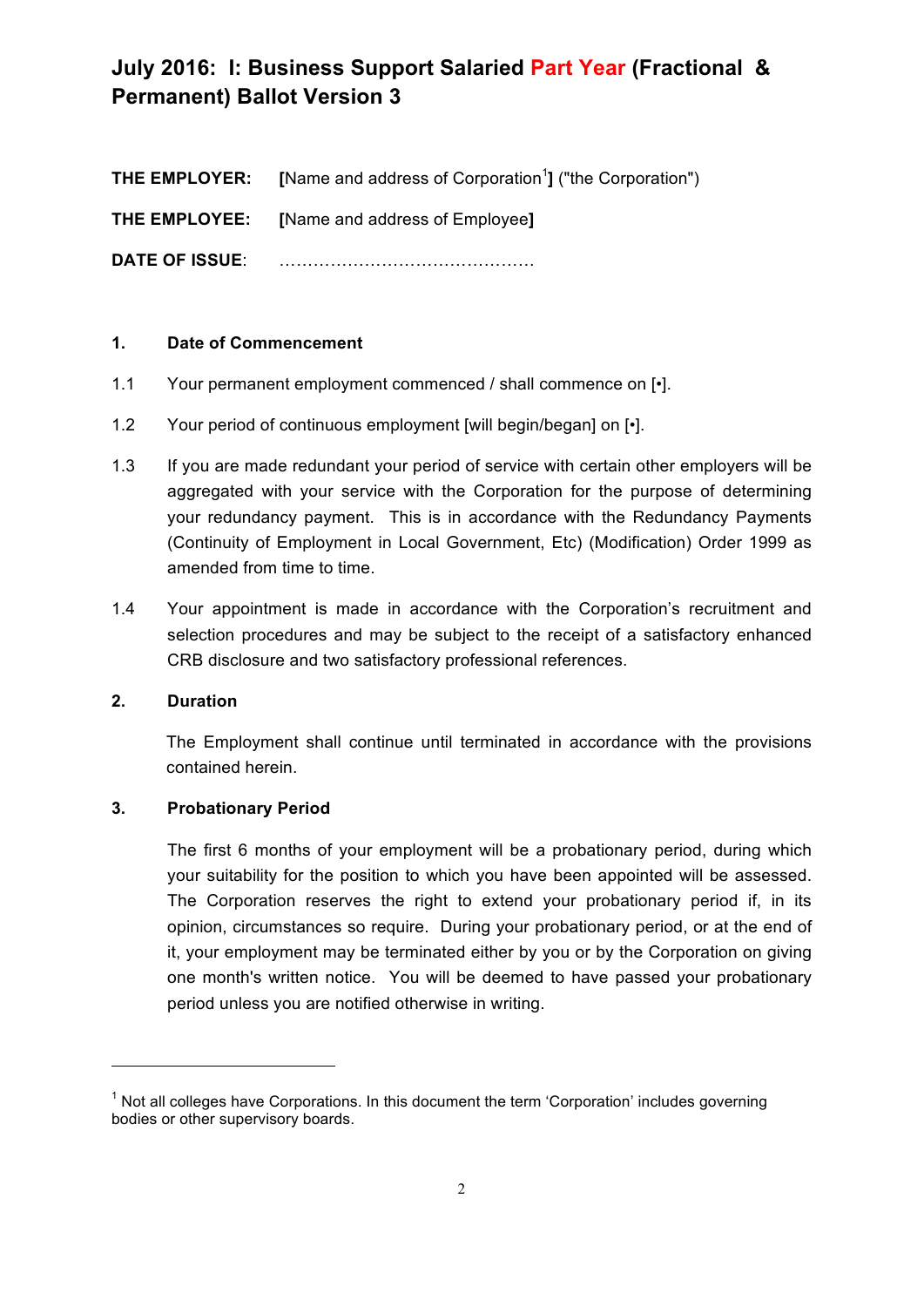# July 2016: I: Business Support Salaried Part Year (Fractional & Permanent) Ballot Version 3

**THE EMPLOYER:** **[**Name and address of Corporation[1]**]** ("the Corporation")

**THE EMPLOYEE:** **[**Name and address of Employee**]**

**DATE OF ISSUE**: ……………………………………

## 1. Date of Commencement

1.1 Your permanent employment commenced / shall commence on [•].

1.2 Your period of continuous employment [will begin/began] on [•].

1.3 If you are made redundant your period of service with certain other employers will be aggregated with your service with the Corporation for the purpose of determining your redundancy payment. This is in accordance with the Redundancy Payments (Continuity of Employment in Local Government, Etc) (Modification) Order 1999 as amended from time to time.

1.4 Your appointment is made in accordance with the Corporation's recruitment and selection procedures and may be subject to the receipt of a satisfactory enhanced CRB disclosure and two satisfactory professional references.

## 2. Duration

The Employment shall continue until terminated in accordance with the provisions contained herein.

## 3. Probationary Period

The first 6 months of your employment will be a probationary period, during which your suitability for the position to which you have been appointed will be assessed. The Corporation reserves the right to extend your probationary period if, in its opinion, circumstances so require. During your probationary period, or at the end of it, your employment may be terminated either by you or by the Corporation on giving one month's written notice. You will be deemed to have passed your probationary period unless you are notified otherwise in writing.

---

[1] Not all colleges have Corporations. In this document the term 'Corporation' includes governing bodies or other supervisory boards.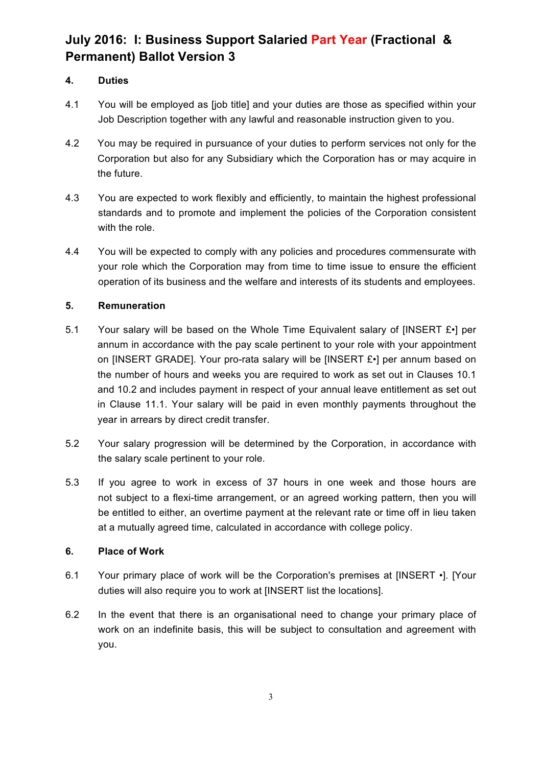# July 2016: I: Business Support Salaried Part Year (Fractional & Permanent) Ballot Version 3

## 4. Duties

4.1 You will be employed as [job title] and your duties are those as specified within your Job Description together with any lawful and reasonable instruction given to you.

4.2 You may be required in pursuance of your duties to perform services not only for the Corporation but also for any Subsidiary which the Corporation has or may acquire in the future.

4.3 You are expected to work flexibly and efficiently, to maintain the highest professional standards and to promote and implement the policies of the Corporation consistent with the role.

4.4 You will be expected to comply with any policies and procedures commensurate with your role which the Corporation may from time to time issue to ensure the efficient operation of its business and the welfare and interests of its students and employees.

## 5. Remuneration

5.1 Your salary will be based on the Whole Time Equivalent salary of [INSERT £•] per annum in accordance with the pay scale pertinent to your role with your appointment on [INSERT GRADE]. Your pro-rata salary will be [INSERT £•] per annum based on the number of hours and weeks you are required to work as set out in Clauses 10.1 and 10.2 and includes payment in respect of your annual leave entitlement as set out in Clause 11.1. Your salary will be paid in even monthly payments throughout the year in arrears by direct credit transfer.

5.2 Your salary progression will be determined by the Corporation, in accordance with the salary scale pertinent to your role.

5.3 If you agree to work in excess of 37 hours in one week and those hours are not subject to a flexi-time arrangement, or an agreed working pattern, then you will be entitled to either, an overtime payment at the relevant rate or time off in lieu taken at a mutually agreed time, calculated in accordance with college policy.

## 6. Place of Work

6.1 Your primary place of work will be the Corporation's premises at [INSERT •]. [Your duties will also require you to work at [INSERT list the locations].

6.2 In the event that there is an organisational need to change your primary place of work on an indefinite basis, this will be subject to consultation and agreement with you.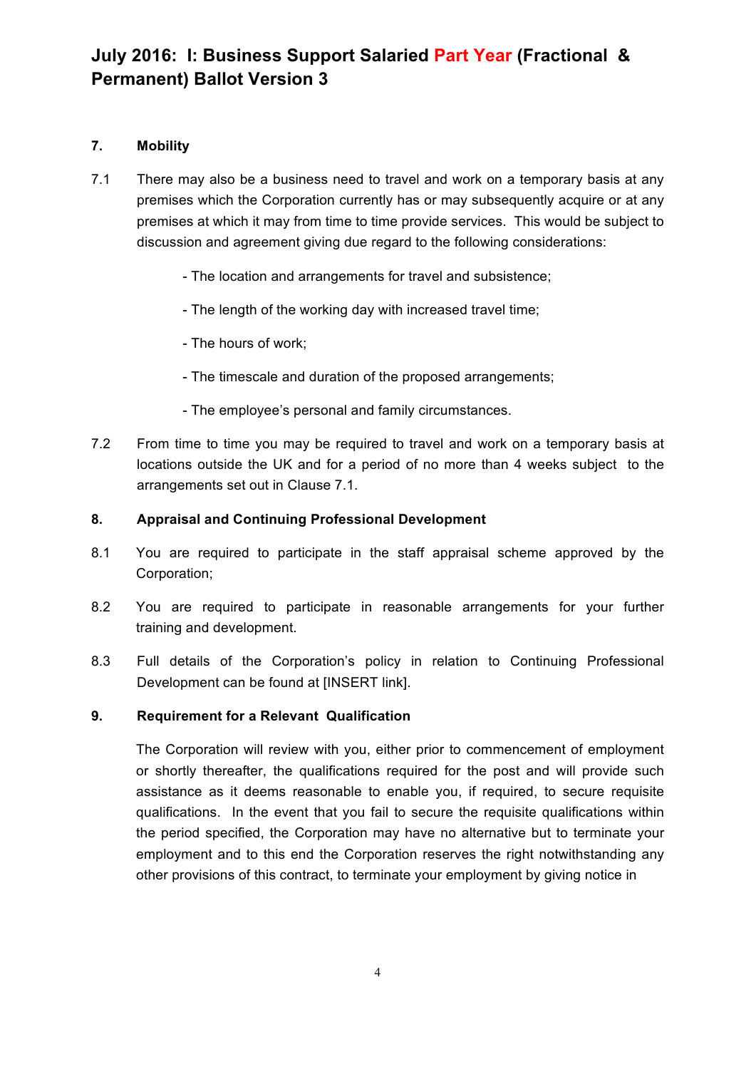### 7. Mobility

7.1 There may also be a business need to travel and work on a temporary basis at any premises which the Corporation currently has or may subsequently acquire or at any premises at which it may from time to time provide services. This would be subject to discussion and agreement giving due regard to the following considerations:

- The location and arrangements for travel and subsistence;
- The length of the working day with increased travel time;
- The hours of work;
- The timescale and duration of the proposed arrangements;
- The employee's personal and family circumstances.

7.2 From time to time you may be required to travel and work on a temporary basis at locations outside the UK and for a period of no more than 4 weeks subject to the arrangements set out in Clause 7.1.

### 8. Appraisal and Continuing Professional Development

8.1 You are required to participate in the staff appraisal scheme approved by the Corporation;

8.2 You are required to participate in reasonable arrangements for your further training and development.

8.3 Full details of the Corporation's policy in relation to Continuing Professional Development can be found at [INSERT link].

### 9. Requirement for a Relevant Qualification

The Corporation will review with you, either prior to commencement of employment or shortly thereafter, the qualifications required for the post and will provide such assistance as it deems reasonable to enable you, if required, to secure requisite qualifications. In the event that you fail to secure the requisite qualifications within the period specified, the Corporation may have no alternative but to terminate your employment and to this end the Corporation reserves the right notwithstanding any other provisions of this contract, to terminate your employment by giving notice in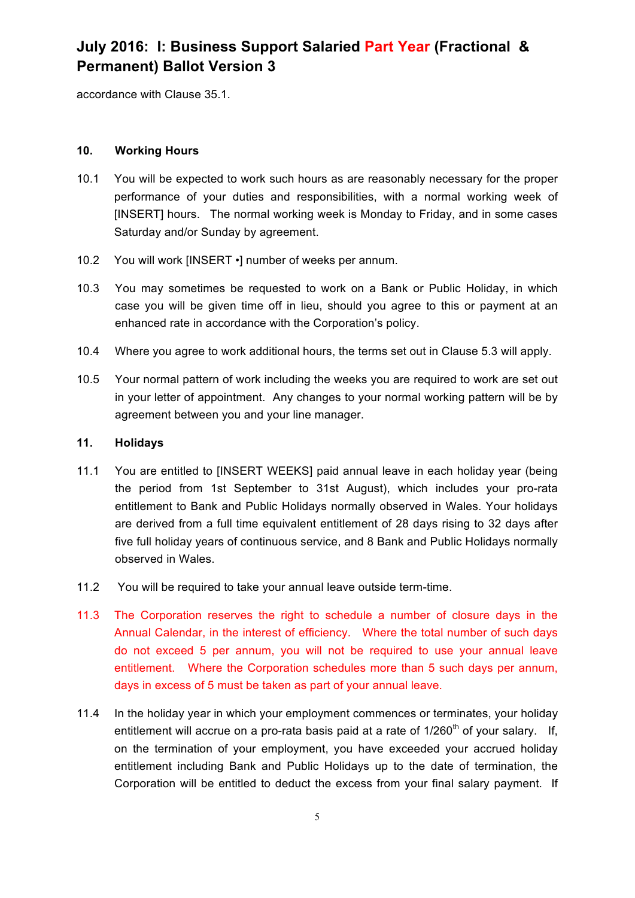accordance with Clause 35.1.

**10. Working Hours**

10.1 You will be expected to work such hours as are reasonably necessary for the proper performance of your duties and responsibilities, with a normal working week of [INSERT] hours. The normal working week is Monday to Friday, and in some cases Saturday and/or Sunday by agreement.

10.2 You will work [INSERT •] number of weeks per annum.

10.3 You may sometimes be requested to work on a Bank or Public Holiday, in which case you will be given time off in lieu, should you agree to this or payment at an enhanced rate in accordance with the Corporation's policy.

10.4 Where you agree to work additional hours, the terms set out in Clause 5.3 will apply.

10.5 Your normal pattern of work including the weeks you are required to work are set out in your letter of appointment. Any changes to your normal working pattern will be by agreement between you and your line manager.

**11. Holidays**

11.1 You are entitled to [INSERT WEEKS] paid annual leave in each holiday year (being the period from 1st September to 31st August), which includes your pro-rata entitlement to Bank and Public Holidays normally observed in Wales. Your holidays are derived from a full time equivalent entitlement of 28 days rising to 32 days after five full holiday years of continuous service, and 8 Bank and Public Holidays normally observed in Wales.

11.2 You will be required to take your annual leave outside term-time.

11.3 The Corporation reserves the right to schedule a number of closure days in the Annual Calendar, in the interest of efficiency. Where the total number of such days do not exceed 5 per annum, you will not be required to use your annual leave entitlement. Where the Corporation schedules more than 5 such days per annum, days in excess of 5 must be taken as part of your annual leave.

11.4 In the holiday year in which your employment commences or terminates, your holiday entitlement will accrue on a pro-rata basis paid at a rate of 1/260th of your salary. If, on the termination of your employment, you have exceeded your accrued holiday entitlement including Bank and Public Holidays up to the date of termination, the Corporation will be entitled to deduct the excess from your final salary payment. If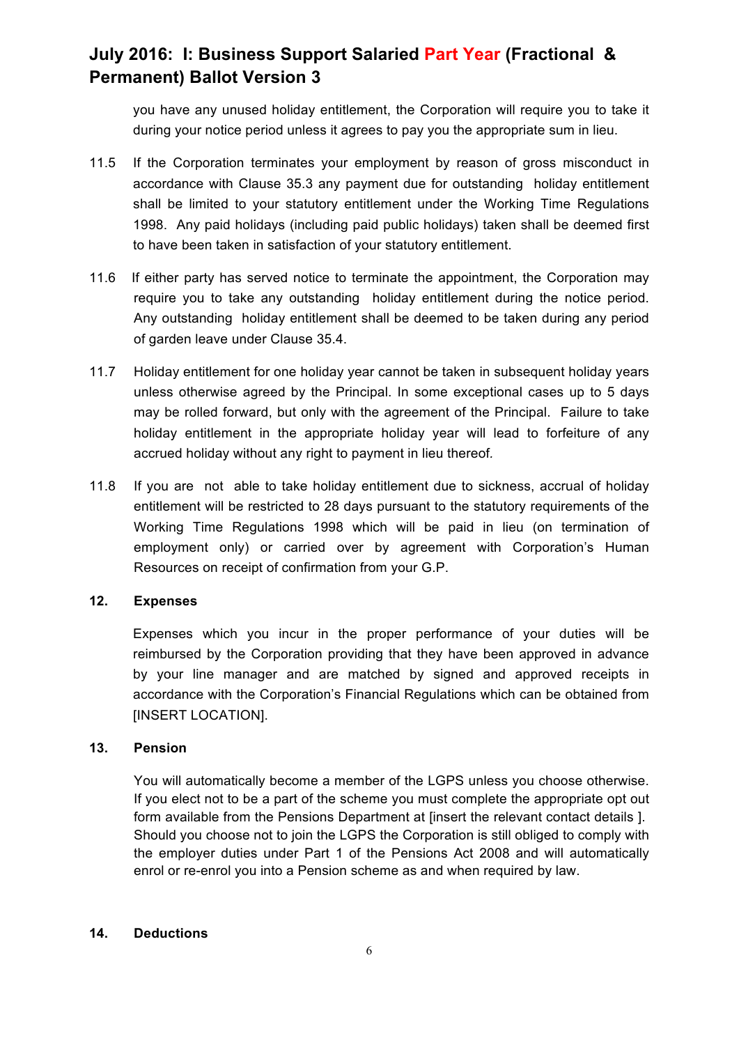you have any unused holiday entitlement, the Corporation will require you to take it during your notice period unless it agrees to pay you the appropriate sum in lieu.

11.5 If the Corporation terminates your employment by reason of gross misconduct in accordance with Clause 35.3 any payment due for outstanding holiday entitlement shall be limited to your statutory entitlement under the Working Time Regulations 1998. Any paid holidays (including paid public holidays) taken shall be deemed first to have been taken in satisfaction of your statutory entitlement.

11.6 If either party has served notice to terminate the appointment, the Corporation may require you to take any outstanding holiday entitlement during the notice period. Any outstanding holiday entitlement shall be deemed to be taken during any period of garden leave under Clause 35.4.

11.7 Holiday entitlement for one holiday year cannot be taken in subsequent holiday years unless otherwise agreed by the Principal. In some exceptional cases up to 5 days may be rolled forward, but only with the agreement of the Principal. Failure to take holiday entitlement in the appropriate holiday year will lead to forfeiture of any accrued holiday without any right to payment in lieu thereof*.*

11.8 If you are not able to take holiday entitlement due to sickness, accrual of holiday entitlement will be restricted to 28 days pursuant to the statutory requirements of the Working Time Regulations 1998 which will be paid in lieu (on termination of employment only) or carried over by agreement with Corporation's Human Resources on receipt of confirmation from your G.P.

**12. Expenses**

Expenses which you incur in the proper performance of your duties will be reimbursed by the Corporation providing that they have been approved in advance by your line manager and are matched by signed and approved receipts in accordance with the Corporation's Financial Regulations which can be obtained from [INSERT LOCATION].

**13. Pension**

You will automatically become a member of the LGPS unless you choose otherwise. If you elect not to be a part of the scheme you must complete the appropriate opt out form available from the Pensions Department at [insert the relevant contact details ]. Should you choose not to join the LGPS the Corporation is still obliged to comply with the employer duties under Part 1 of the Pensions Act 2008 and will automatically enrol or re-enrol you into a Pension scheme as and when required by law.

**14. Deductions**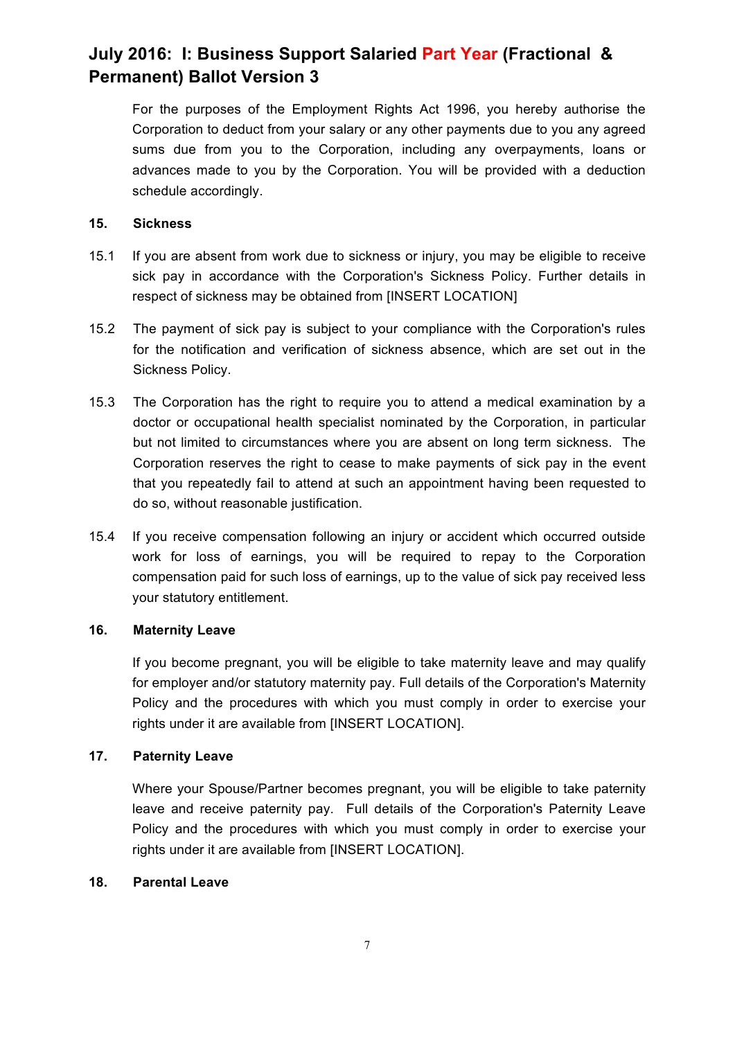For the purposes of the Employment Rights Act 1996, you hereby authorise the Corporation to deduct from your salary or any other payments due to you any agreed sums due from you to the Corporation, including any overpayments, loans or advances made to you by the Corporation. You will be provided with a deduction schedule accordingly.

**15. Sickness**

15.1 If you are absent from work due to sickness or injury, you may be eligible to receive sick pay in accordance with the Corporation's Sickness Policy. Further details in respect of sickness may be obtained from [INSERT LOCATION]

15.2 The payment of sick pay is subject to your compliance with the Corporation's rules for the notification and verification of sickness absence, which are set out in the Sickness Policy.

15.3 The Corporation has the right to require you to attend a medical examination by a doctor or occupational health specialist nominated by the Corporation, in particular but not limited to circumstances where you are absent on long term sickness. The Corporation reserves the right to cease to make payments of sick pay in the event that you repeatedly fail to attend at such an appointment having been requested to do so, without reasonable justification.

15.4 If you receive compensation following an injury or accident which occurred outside work for loss of earnings, you will be required to repay to the Corporation compensation paid for such loss of earnings, up to the value of sick pay received less your statutory entitlement.

**16. Maternity Leave**

If you become pregnant, you will be eligible to take maternity leave and may qualify for employer and/or statutory maternity pay. Full details of the Corporation's Maternity Policy and the procedures with which you must comply in order to exercise your rights under it are available from [INSERT LOCATION].

**17. Paternity Leave**

Where your Spouse/Partner becomes pregnant, you will be eligible to take paternity leave and receive paternity pay. Full details of the Corporation's Paternity Leave Policy and the procedures with which you must comply in order to exercise your rights under it are available from [INSERT LOCATION].

**18. Parental Leave**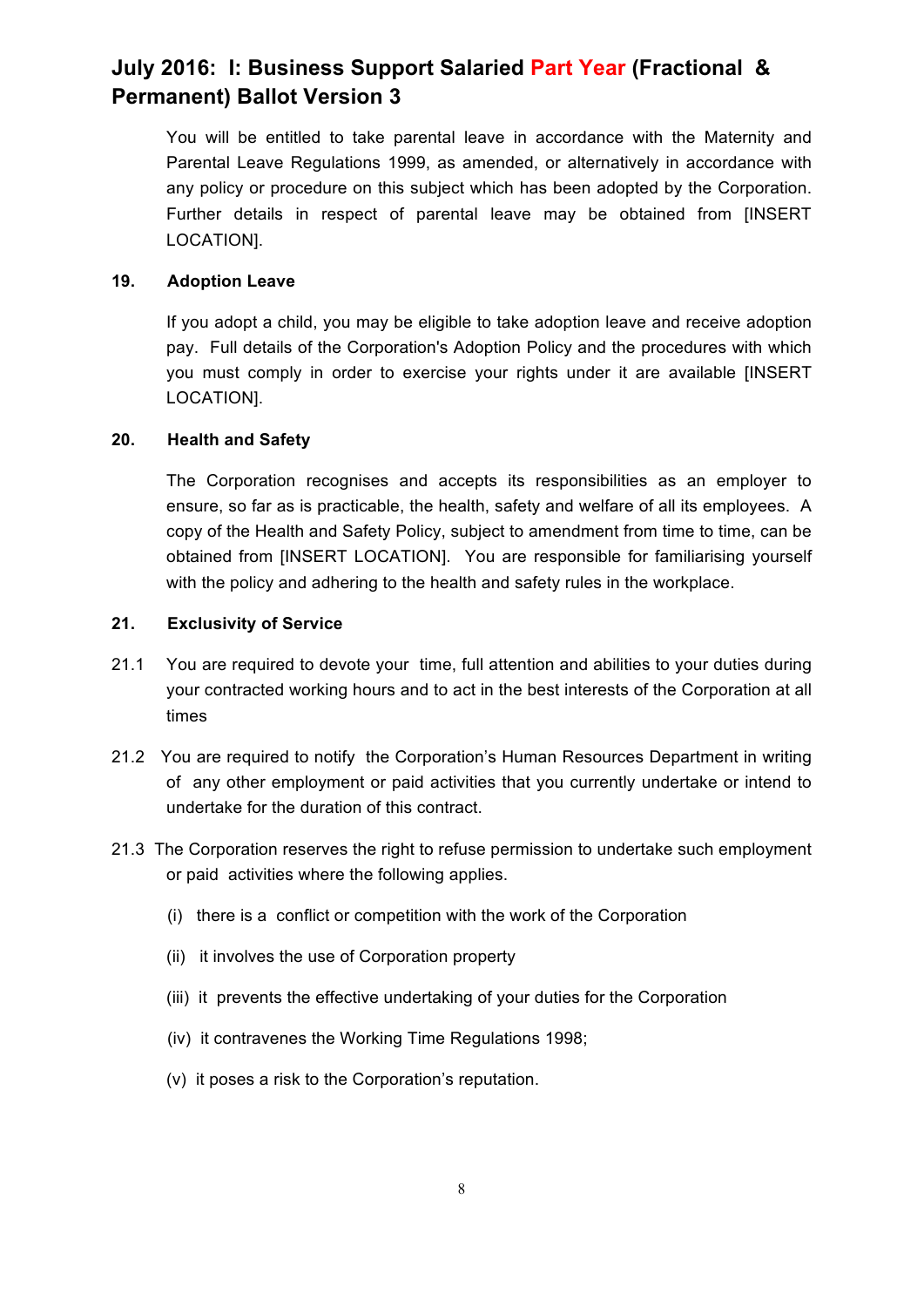You will be entitled to take parental leave in accordance with the Maternity and Parental Leave Regulations 1999, as amended, or alternatively in accordance with any policy or procedure on this subject which has been adopted by the Corporation. Further details in respect of parental leave may be obtained from [INSERT LOCATION].

**19. Adoption Leave**

If you adopt a child, you may be eligible to take adoption leave and receive adoption pay. Full details of the Corporation's Adoption Policy and the procedures with which you must comply in order to exercise your rights under it are available [INSERT LOCATION].

**20. Health and Safety**

The Corporation recognises and accepts its responsibilities as an employer to ensure, so far as is practicable, the health, safety and welfare of all its employees. A copy of the Health and Safety Policy, subject to amendment from time to time, can be obtained from [INSERT LOCATION]. You are responsible for familiarising yourself with the policy and adhering to the health and safety rules in the workplace.

**21. Exclusivity of Service**

21.1 You are required to devote your time, full attention and abilities to your duties during your contracted working hours and to act in the best interests of the Corporation at all times

21.2 You are required to notify the Corporation's Human Resources Department in writing of any other employment or paid activities that you currently undertake or intend to undertake for the duration of this contract.

21.3 The Corporation reserves the right to refuse permission to undertake such employment or paid activities where the following applies.

(i) there is a conflict or competition with the work of the Corporation

(ii) it involves the use of Corporation property

(iii) it prevents the effective undertaking of your duties for the Corporation

(iv) it contravenes the Working Time Regulations 1998;

(v) it poses a risk to the Corporation's reputation.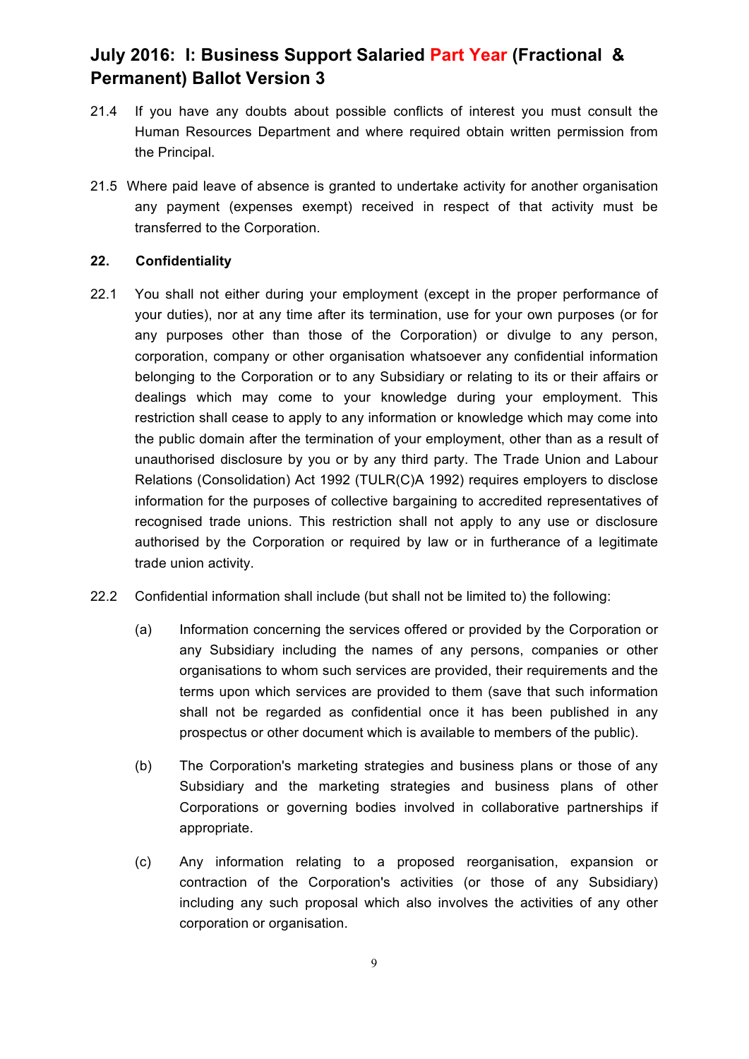21.4 If you have any doubts about possible conflicts of interest you must consult the Human Resources Department and where required obtain written permission from the Principal.

21.5 Where paid leave of absence is granted to undertake activity for another organisation any payment (expenses exempt) received in respect of that activity must be transferred to the Corporation.

**22. Confidentiality**

22.1 You shall not either during your employment (except in the proper performance of your duties), nor at any time after its termination, use for your own purposes (or for any purposes other than those of the Corporation) or divulge to any person, corporation, company or other organisation whatsoever any confidential information belonging to the Corporation or to any Subsidiary or relating to its or their affairs or dealings which may come to your knowledge during your employment. This restriction shall cease to apply to any information or knowledge which may come into the public domain after the termination of your employment, other than as a result of unauthorised disclosure by you or by any third party. The Trade Union and Labour Relations (Consolidation) Act 1992 (TULR(C)A 1992) requires employers to disclose information for the purposes of collective bargaining to accredited representatives of recognised trade unions. This restriction shall not apply to any use or disclosure authorised by the Corporation or required by law or in furtherance of a legitimate trade union activity.

22.2 Confidential information shall include (but shall not be limited to) the following:

(a) Information concerning the services offered or provided by the Corporation or any Subsidiary including the names of any persons, companies or other organisations to whom such services are provided, their requirements and the terms upon which services are provided to them (save that such information shall not be regarded as confidential once it has been published in any prospectus or other document which is available to members of the public).

(b) The Corporation's marketing strategies and business plans or those of any Subsidiary and the marketing strategies and business plans of other Corporations or governing bodies involved in collaborative partnerships if appropriate.

(c) Any information relating to a proposed reorganisation, expansion or contraction of the Corporation's activities (or those of any Subsidiary) including any such proposal which also involves the activities of any other corporation or organisation.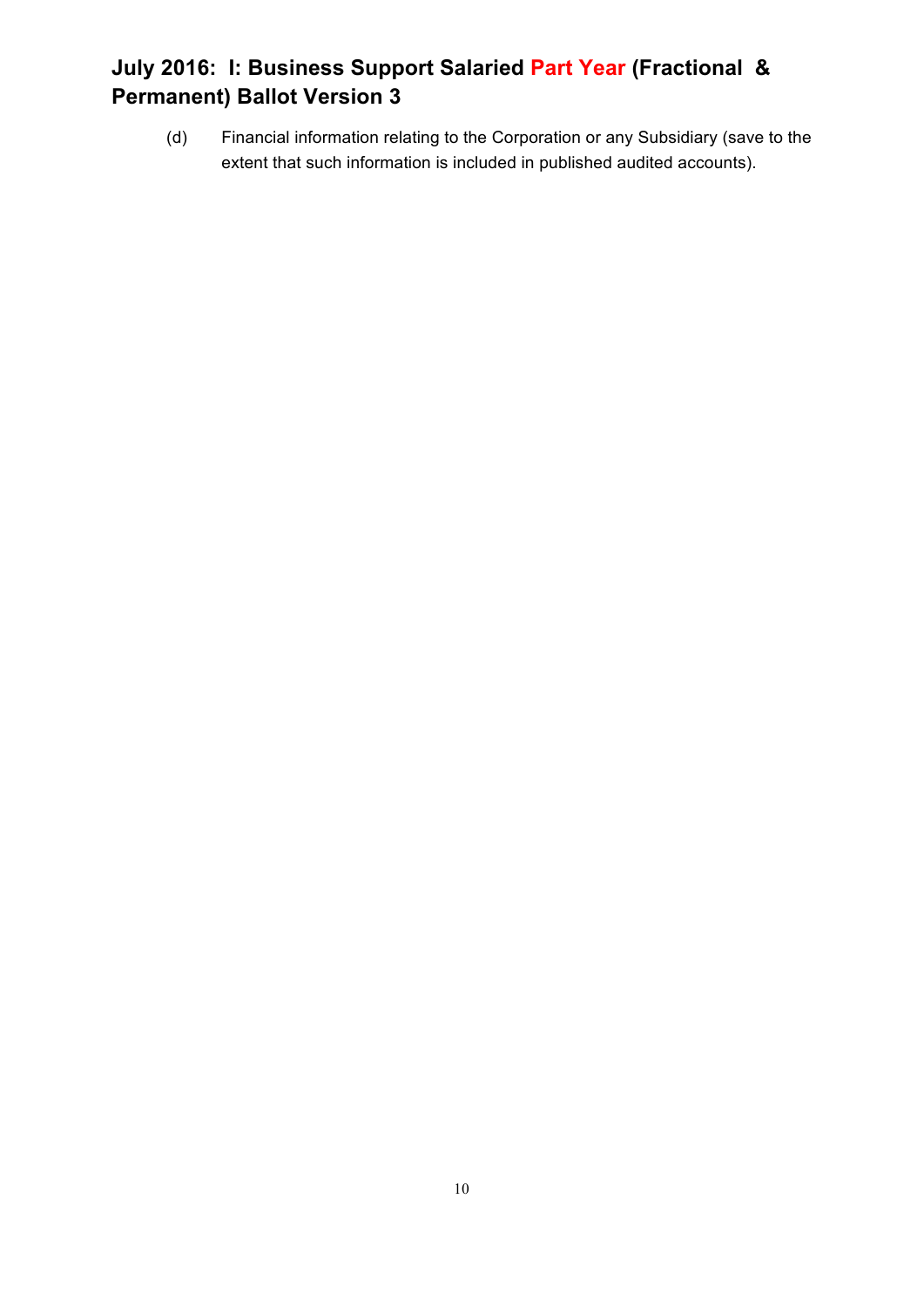## July 2016: I: Business Support Salaried Part Year (Fractional & Permanent) Ballot Version 3

(d) Financial information relating to the Corporation or any Subsidiary (save to the extent that such information is included in published audited accounts).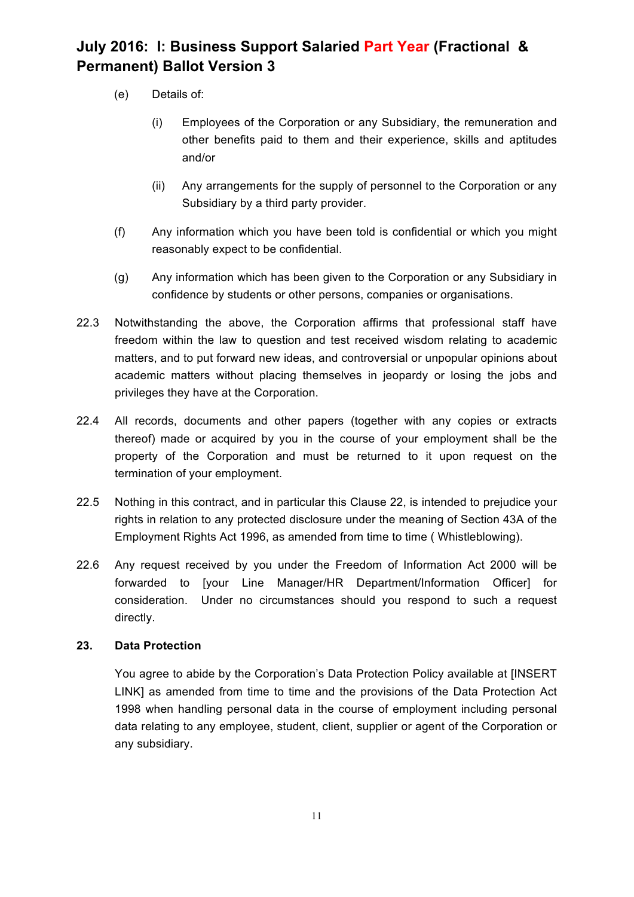(e) Details of:

(i) Employees of the Corporation or any Subsidiary, the remuneration and other benefits paid to them and their experience, skills and aptitudes and/or

(ii) Any arrangements for the supply of personnel to the Corporation or any Subsidiary by a third party provider.

(f) Any information which you have been told is confidential or which you might reasonably expect to be confidential.

(g) Any information which has been given to the Corporation or any Subsidiary in confidence by students or other persons, companies or organisations.

22.3 Notwithstanding the above, the Corporation affirms that professional staff have freedom within the law to question and test received wisdom relating to academic matters, and to put forward new ideas, and controversial or unpopular opinions about academic matters without placing themselves in jeopardy or losing the jobs and privileges they have at the Corporation.

22.4 All records, documents and other papers (together with any copies or extracts thereof) made or acquired by you in the course of your employment shall be the property of the Corporation and must be returned to it upon request on the termination of your employment.

22.5 Nothing in this contract, and in particular this Clause 22, is intended to prejudice your rights in relation to any protected disclosure under the meaning of Section 43A of the Employment Rights Act 1996, as amended from time to time ( Whistleblowing).

22.6 Any request received by you under the Freedom of Information Act 2000 will be forwarded to [your Line Manager/HR Department/Information Officer] for consideration. Under no circumstances should you respond to such a request directly.

### 23. Data Protection

You agree to abide by the Corporation's Data Protection Policy available at [INSERT LINK] as amended from time to time and the provisions of the Data Protection Act 1998 when handling personal data in the course of employment including personal data relating to any employee, student, client, supplier or agent of the Corporation or any subsidiary.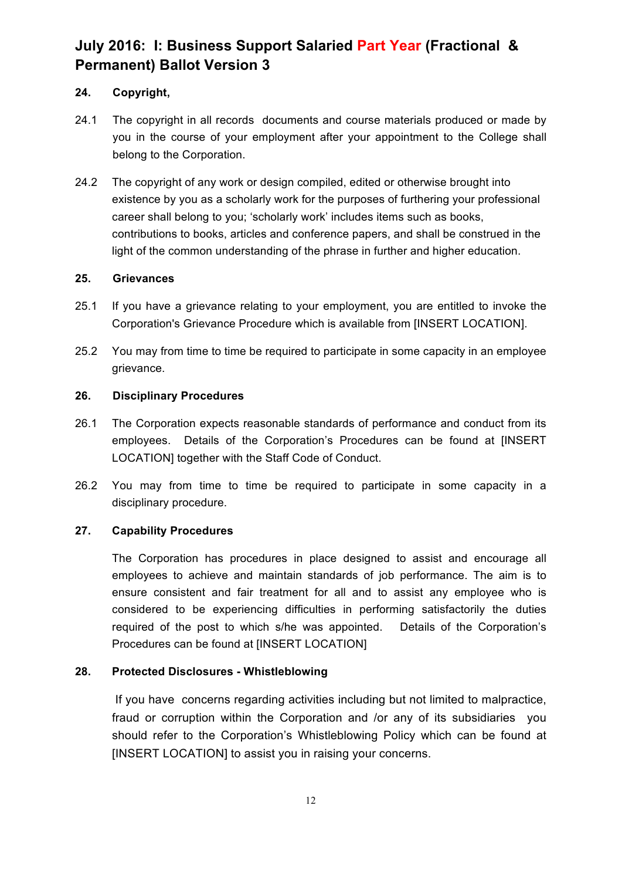# July 2016: I: Business Support Salaried Part Year (Fractional & Permanent) Ballot Version 3

**24. Copyright,**

24.1 The copyright in all records documents and course materials produced or made by you in the course of your employment after your appointment to the College shall belong to the Corporation.

24.2 The copyright of any work or design compiled, edited or otherwise brought into existence by you as a scholarly work for the purposes of furthering your professional career shall belong to you; 'scholarly work' includes items such as books, contributions to books, articles and conference papers, and shall be construed in the light of the common understanding of the phrase in further and higher education.

**25. Grievances**

25.1 If you have a grievance relating to your employment, you are entitled to invoke the Corporation's Grievance Procedure which is available from [INSERT LOCATION].

25.2 You may from time to time be required to participate in some capacity in an employee grievance.

**26. Disciplinary Procedures**

26.1 The Corporation expects reasonable standards of performance and conduct from its employees. Details of the Corporation's Procedures can be found at [INSERT LOCATION] together with the Staff Code of Conduct.

26.2 You may from time to time be required to participate in some capacity in a disciplinary procedure.

**27. Capability Procedures**

The Corporation has procedures in place designed to assist and encourage all employees to achieve and maintain standards of job performance. The aim is to ensure consistent and fair treatment for all and to assist any employee who is considered to be experiencing difficulties in performing satisfactorily the duties required of the post to which s/he was appointed. Details of the Corporation's Procedures can be found at [INSERT LOCATION]

**28. Protected Disclosures - Whistleblowing**

If you have concerns regarding activities including but not limited to malpractice, fraud or corruption within the Corporation and /or any of its subsidiaries you should refer to the Corporation's Whistleblowing Policy which can be found at [INSERT LOCATION] to assist you in raising your concerns.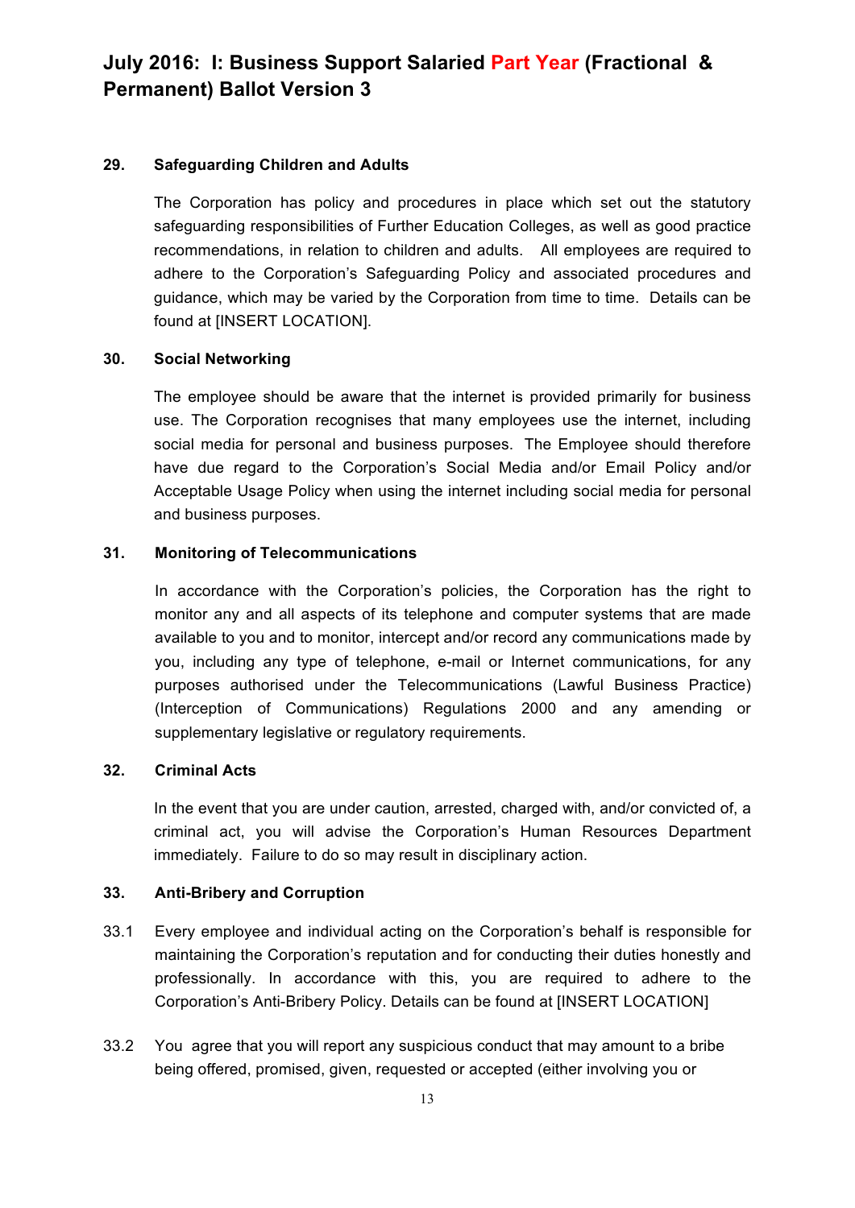### 29. Safeguarding Children and Adults

The Corporation has policy and procedures in place which set out the statutory safeguarding responsibilities of Further Education Colleges, as well as good practice recommendations, in relation to children and adults. All employees are required to adhere to the Corporation's Safeguarding Policy and associated procedures and guidance, which may be varied by the Corporation from time to time. Details can be found at [INSERT LOCATION].

### 30. Social Networking

The employee should be aware that the internet is provided primarily for business use. The Corporation recognises that many employees use the internet, including social media for personal and business purposes. The Employee should therefore have due regard to the Corporation's Social Media and/or Email Policy and/or Acceptable Usage Policy when using the internet including social media for personal and business purposes.

### 31. Monitoring of Telecommunications

In accordance with the Corporation's policies, the Corporation has the right to monitor any and all aspects of its telephone and computer systems that are made available to you and to monitor, intercept and/or record any communications made by you, including any type of telephone, e-mail or Internet communications, for any purposes authorised under the Telecommunications (Lawful Business Practice) (Interception of Communications) Regulations 2000 and any amending or supplementary legislative or regulatory requirements.

### 32. Criminal Acts

In the event that you are under caution, arrested, charged with, and/or convicted of, a criminal act, you will advise the Corporation's Human Resources Department immediately. Failure to do so may result in disciplinary action.

### 33. Anti-Bribery and Corruption

33.1 Every employee and individual acting on the Corporation's behalf is responsible for maintaining the Corporation's reputation and for conducting their duties honestly and professionally. In accordance with this, you are required to adhere to the Corporation's Anti-Bribery Policy. Details can be found at [INSERT LOCATION]

33.2 You agree that you will report any suspicious conduct that may amount to a bribe being offered, promised, given, requested or accepted (either involving you or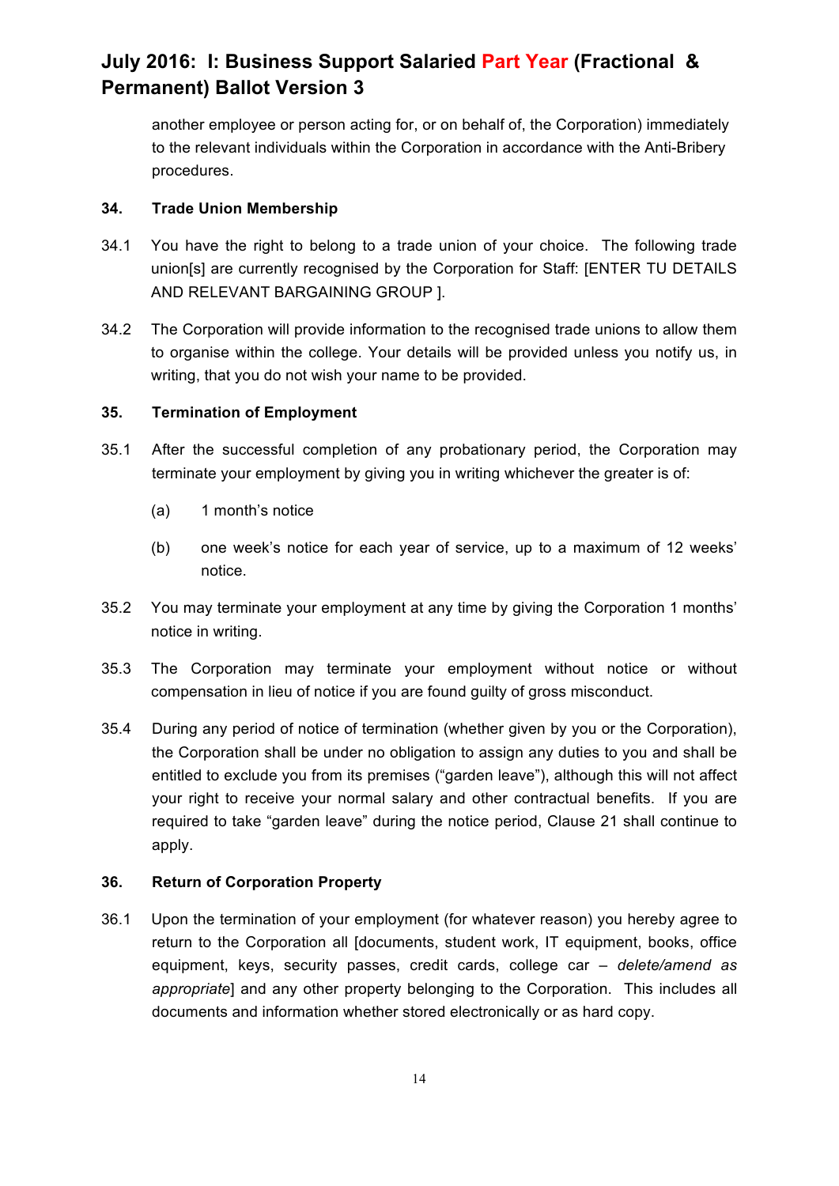another employee or person acting for, or on behalf of, the Corporation) immediately to the relevant individuals within the Corporation in accordance with the Anti-Bribery procedures.

**34. Trade Union Membership**

34.1 You have the right to belong to a trade union of your choice. The following trade union[s] are currently recognised by the Corporation for Staff: [ENTER TU DETAILS AND RELEVANT BARGAINING GROUP ].

34.2 The Corporation will provide information to the recognised trade unions to allow them to organise within the college. Your details will be provided unless you notify us, in writing, that you do not wish your name to be provided.

**35. Termination of Employment**

35.1 After the successful completion of any probationary period, the Corporation may terminate your employment by giving you in writing whichever the greater is of:

(a) 1 month's notice

(b) one week's notice for each year of service, up to a maximum of 12 weeks' notice.

35.2 You may terminate your employment at any time by giving the Corporation 1 months' notice in writing.

35.3 The Corporation may terminate your employment without notice or without compensation in lieu of notice if you are found guilty of gross misconduct.

35.4 During any period of notice of termination (whether given by you or the Corporation), the Corporation shall be under no obligation to assign any duties to you and shall be entitled to exclude you from its premises ("garden leave"), although this will not affect your right to receive your normal salary and other contractual benefits. If you are required to take "garden leave" during the notice period, Clause 21 shall continue to apply.

**36. Return of Corporation Property**

36.1 Upon the termination of your employment (for whatever reason) you hereby agree to return to the Corporation all [documents, student work, IT equipment, books, office equipment, keys, security passes, credit cards, college car – *delete/amend as appropriate*] and any other property belonging to the Corporation. This includes all documents and information whether stored electronically or as hard copy.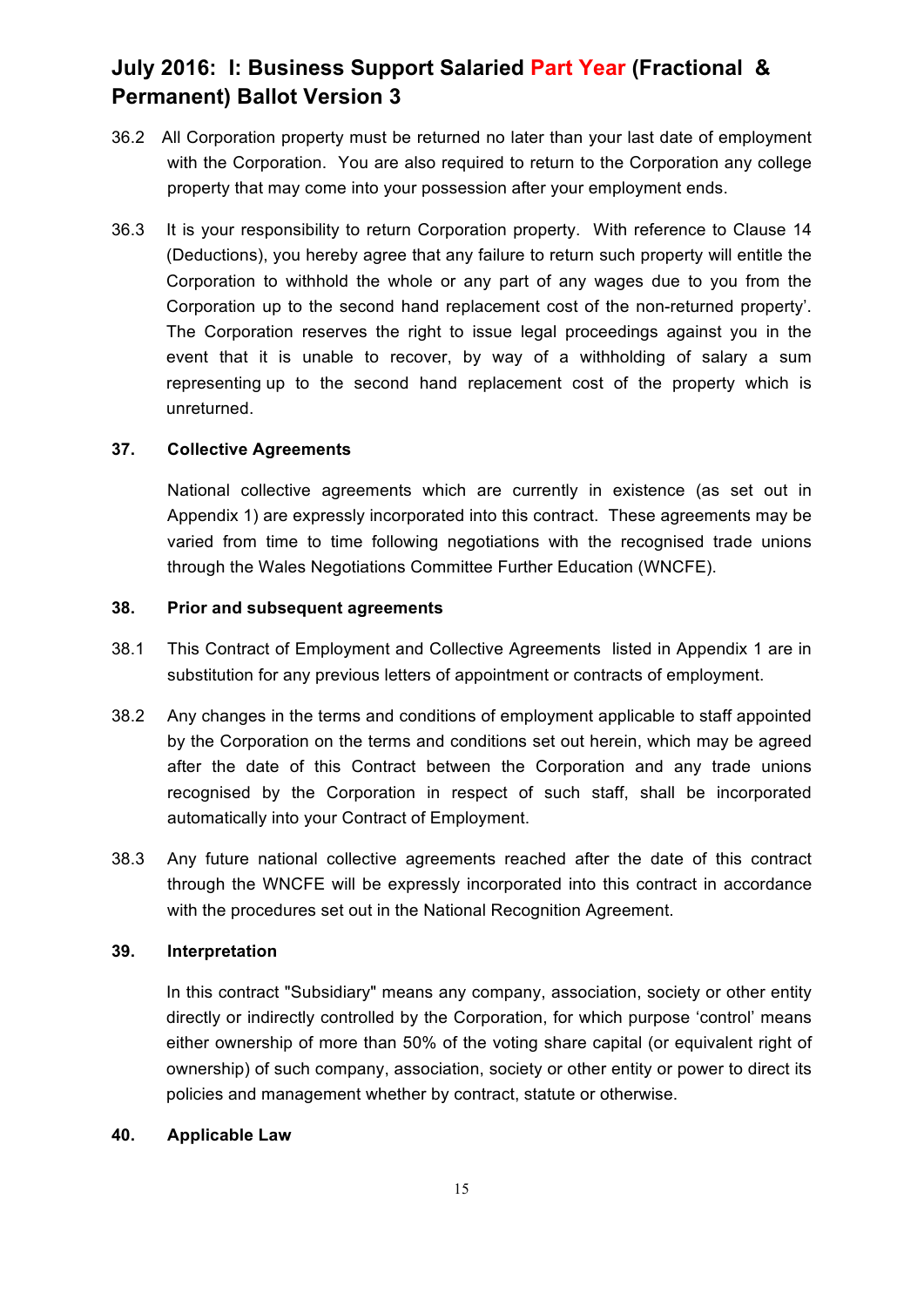36.2 All Corporation property must be returned no later than your last date of employment with the Corporation. You are also required to return to the Corporation any college property that may come into your possession after your employment ends.

36.3 It is your responsibility to return Corporation property. With reference to Clause 14 (Deductions), you hereby agree that any failure to return such property will entitle the Corporation to withhold the whole or any part of any wages due to you from the Corporation up to the second hand replacement cost of the non-returned property'. The Corporation reserves the right to issue legal proceedings against you in the event that it is unable to recover, by way of a withholding of salary a sum representing up to the second hand replacement cost of the property which is unreturned.

**37. Collective Agreements**

National collective agreements which are currently in existence (as set out in Appendix 1) are expressly incorporated into this contract. These agreements may be varied from time to time following negotiations with the recognised trade unions through the Wales Negotiations Committee Further Education (WNCFE).

**38. Prior and subsequent agreements**

38.1 This Contract of Employment and Collective Agreements listed in Appendix 1 are in substitution for any previous letters of appointment or contracts of employment.

38.2 Any changes in the terms and conditions of employment applicable to staff appointed by the Corporation on the terms and conditions set out herein, which may be agreed after the date of this Contract between the Corporation and any trade unions recognised by the Corporation in respect of such staff, shall be incorporated automatically into your Contract of Employment.

38.3 Any future national collective agreements reached after the date of this contract through the WNCFE will be expressly incorporated into this contract in accordance with the procedures set out in the National Recognition Agreement.

**39. Interpretation**

In this contract "Subsidiary" means any company, association, society or other entity directly or indirectly controlled by the Corporation, for which purpose 'control' means either ownership of more than 50% of the voting share capital (or equivalent right of ownership) of such company, association, society or other entity or power to direct its policies and management whether by contract, statute or otherwise.

**40. Applicable Law**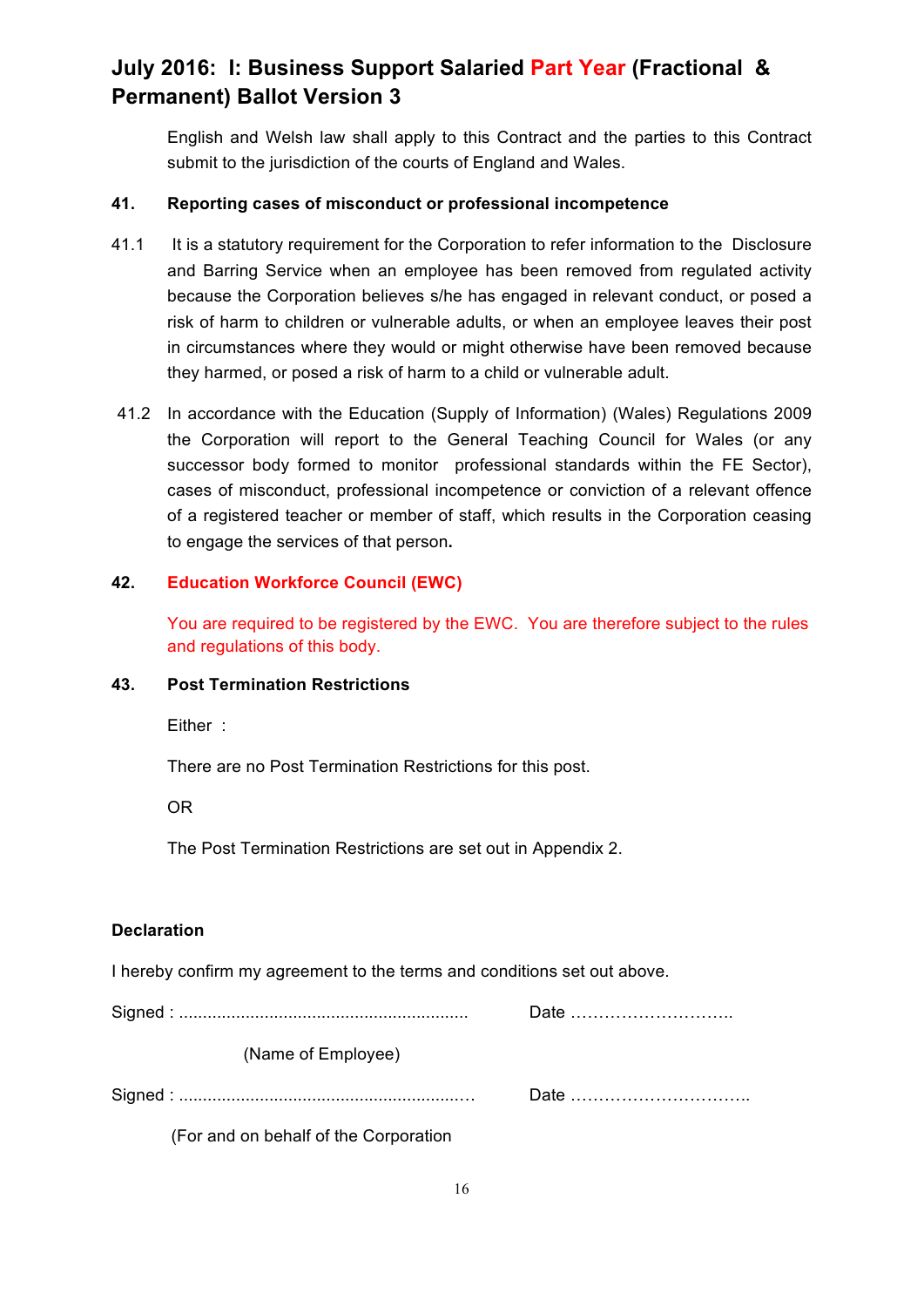English and Welsh law shall apply to this Contract and the parties to this Contract submit to the jurisdiction of the courts of England and Wales.

**41. Reporting cases of misconduct or professional incompetence**

41.1 It is a statutory requirement for the Corporation to refer information to the Disclosure and Barring Service when an employee has been removed from regulated activity because the Corporation believes s/he has engaged in relevant conduct, or posed a risk of harm to children or vulnerable adults, or when an employee leaves their post in circumstances where they would or might otherwise have been removed because they harmed, or posed a risk of harm to a child or vulnerable adult.

41.2 In accordance with the Education (Supply of Information) (Wales) Regulations 2009 the Corporation will report to the General Teaching Council for Wales (or any successor body formed to monitor professional standards within the FE Sector), cases of misconduct, professional incompetence or conviction of a relevant offence of a registered teacher or member of staff, which results in the Corporation ceasing to engage the services of that person**.**

**42. Education Workforce Council (EWC)**

You are required to be registered by the EWC. You are therefore subject to the rules and regulations of this body.

**43. Post Termination Restrictions**

Either :

There are no Post Termination Restrictions for this post.

OR

The Post Termination Restrictions are set out in Appendix 2.

**Declaration**

I hereby confirm my agreement to the terms and conditions set out above.

Signed : ............................................................ Date ………………………..

(Name of Employee)

Signed : ............................................................ Date …………………………..

(For and on behalf of the Corporation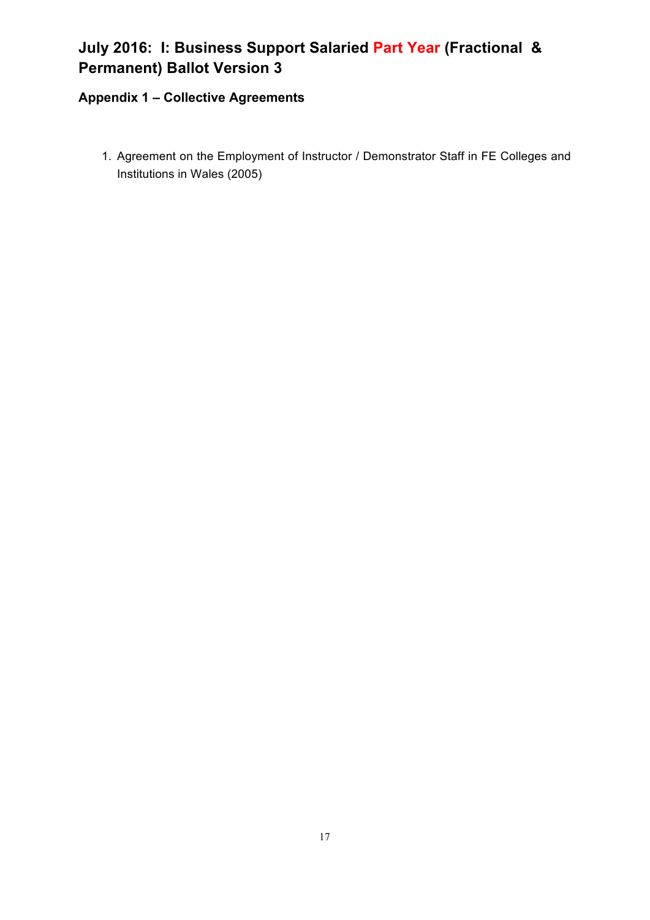# July 2016: I: Business Support Salaried Part Year (Fractional & Permanent) Ballot Version 3

## Appendix 1 – Collective Agreements

1. Agreement on the Employment of Instructor / Demonstrator Staff in FE Colleges and Institutions in Wales (2005)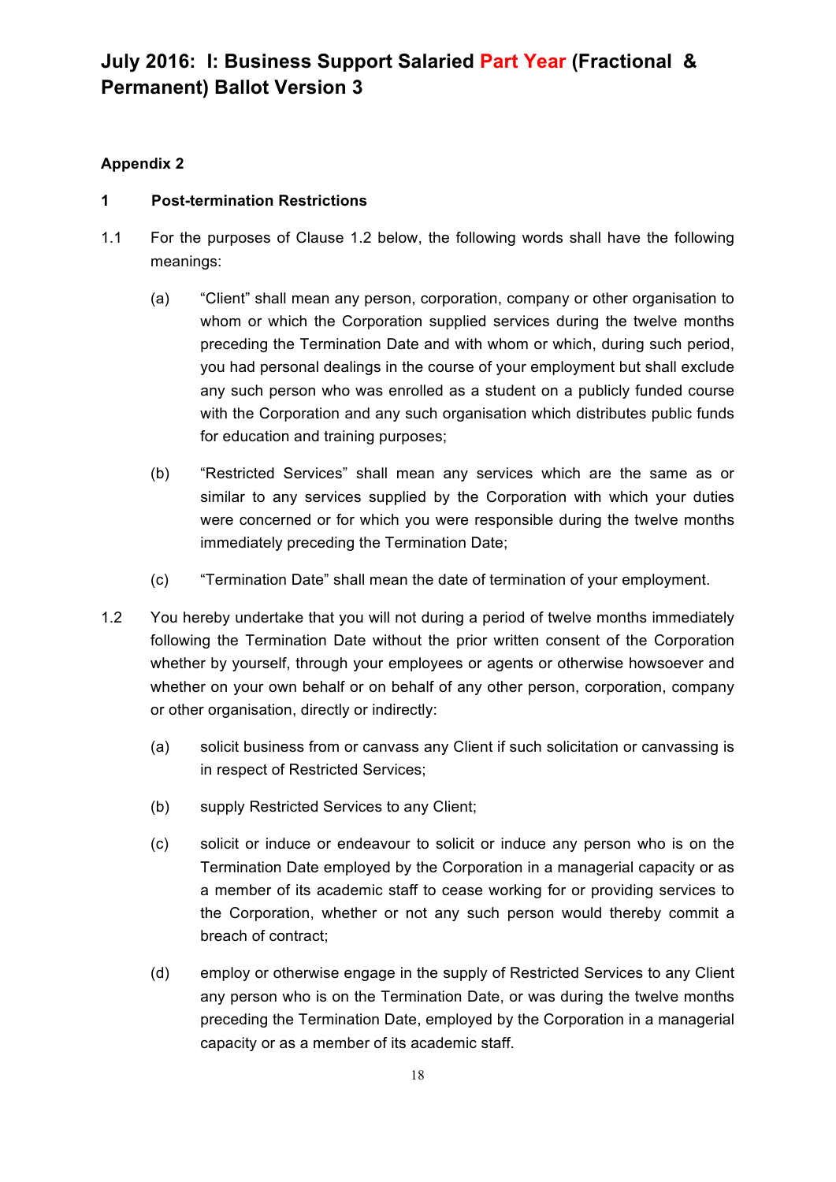# July 2016: I: Business Support Salaried Part Year (Fractional & Permanent) Ballot Version 3

**Appendix 2**

**1 Post-termination Restrictions**

1.1 For the purposes of Clause 1.2 below, the following words shall have the following meanings:

(a) "Client" shall mean any person, corporation, company or other organisation to whom or which the Corporation supplied services during the twelve months preceding the Termination Date and with whom or which, during such period, you had personal dealings in the course of your employment but shall exclude any such person who was enrolled as a student on a publicly funded course with the Corporation and any such organisation which distributes public funds for education and training purposes;

(b) "Restricted Services" shall mean any services which are the same as or similar to any services supplied by the Corporation with which your duties were concerned or for which you were responsible during the twelve months immediately preceding the Termination Date;

(c) "Termination Date" shall mean the date of termination of your employment.

1.2 You hereby undertake that you will not during a period of twelve months immediately following the Termination Date without the prior written consent of the Corporation whether by yourself, through your employees or agents or otherwise howsoever and whether on your own behalf or on behalf of any other person, corporation, company or other organisation, directly or indirectly:

(a) solicit business from or canvass any Client if such solicitation or canvassing is in respect of Restricted Services;

(b) supply Restricted Services to any Client;

(c) solicit or induce or endeavour to solicit or induce any person who is on the Termination Date employed by the Corporation in a managerial capacity or as a member of its academic staff to cease working for or providing services to the Corporation, whether or not any such person would thereby commit a breach of contract;

(d) employ or otherwise engage in the supply of Restricted Services to any Client any person who is on the Termination Date, or was during the twelve months preceding the Termination Date, employed by the Corporation in a managerial capacity or as a member of its academic staff.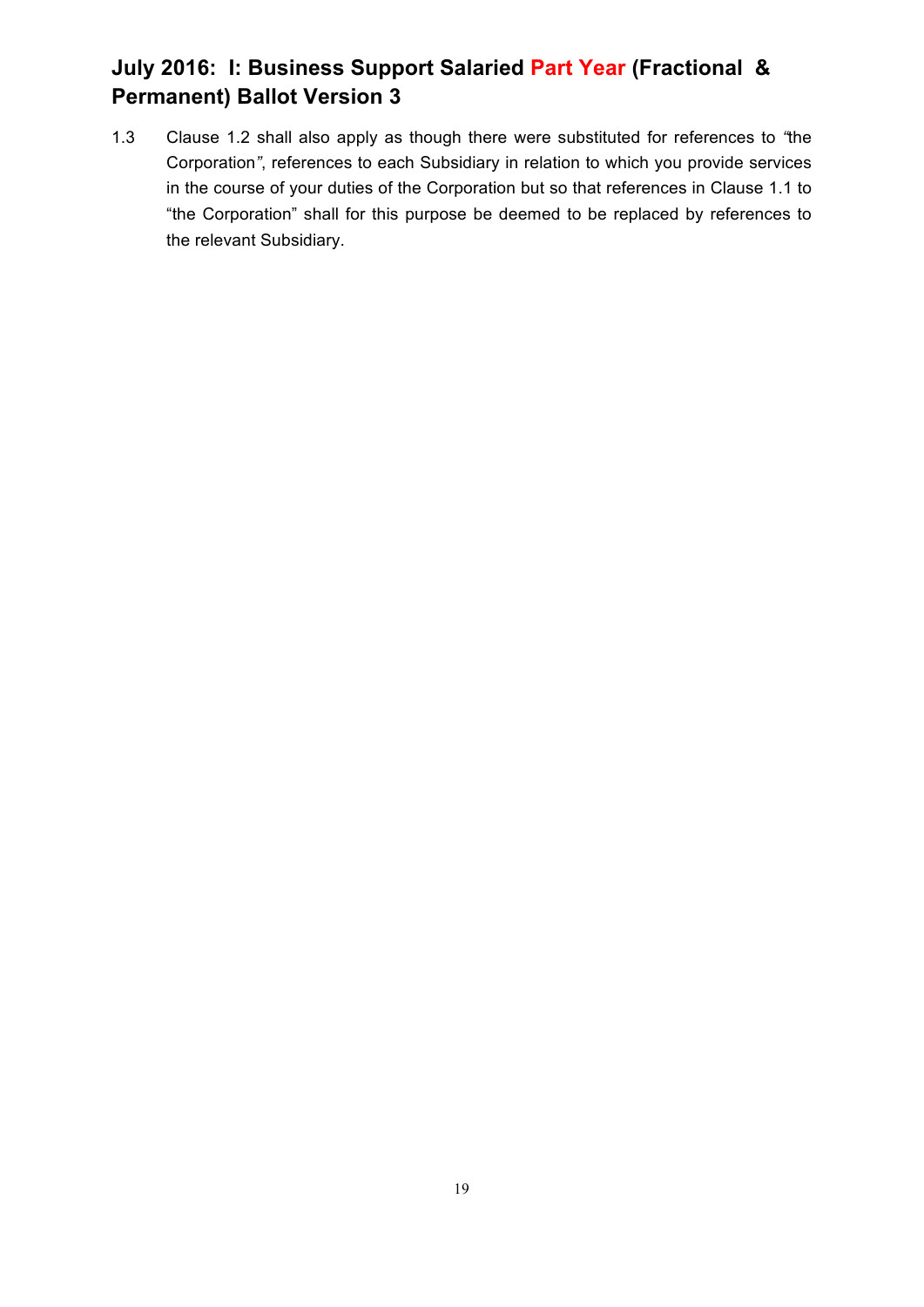## July 2016: I: Business Support Salaried Part Year (Fractional & Permanent) Ballot Version 3

1.3 Clause 1.2 shall also apply as though there were substituted for references to "the Corporation", references to each Subsidiary in relation to which you provide services in the course of your duties of the Corporation but so that references in Clause 1.1 to "the Corporation" shall for this purpose be deemed to be replaced by references to the relevant Subsidiary.